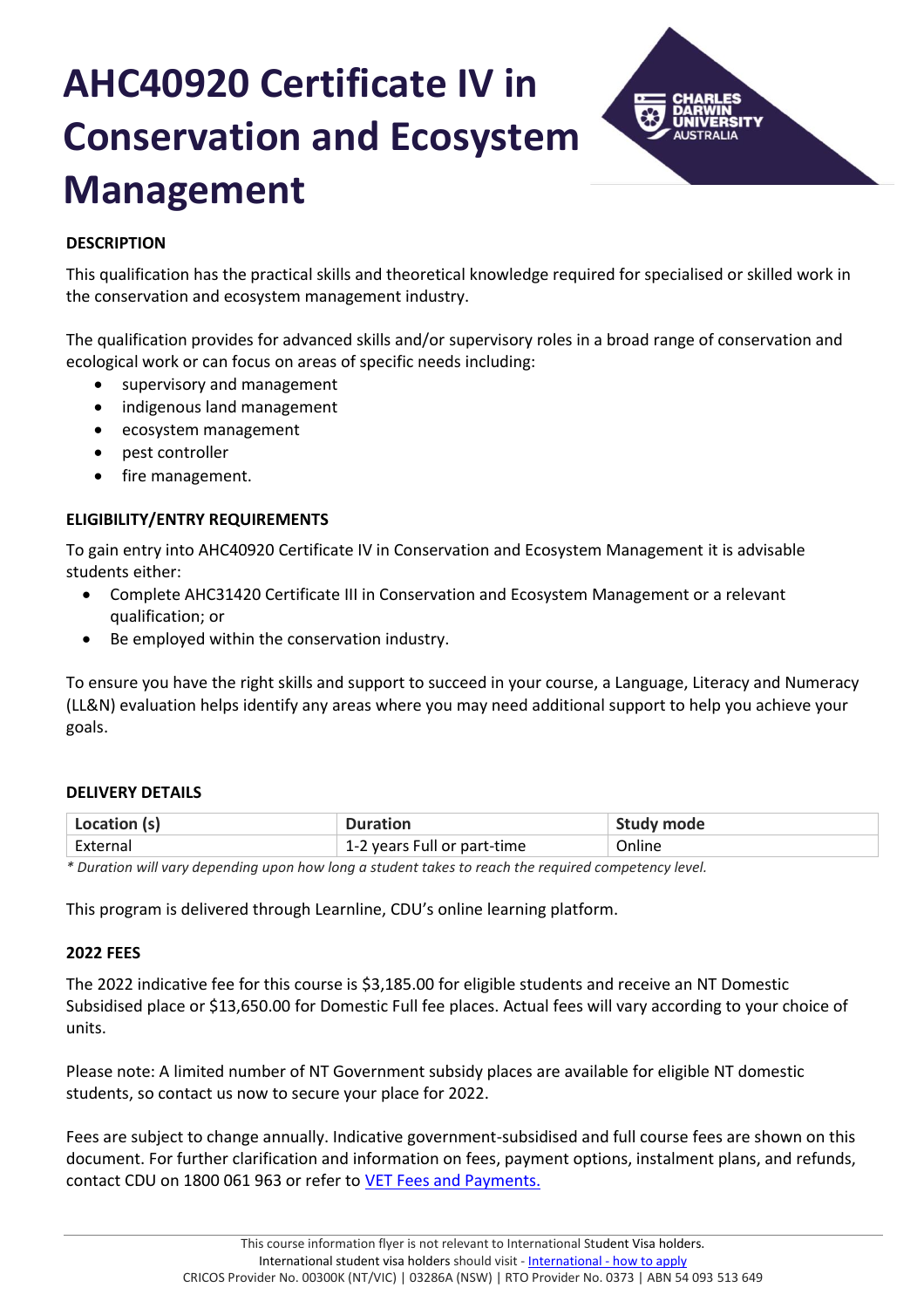# AHC40920 Certificate IV in Conservation and Ecosystem Management

## DESCRIPTION

This qualification has the practical skills and theoretical knowledge required for specialised or skilled work in the conservation and ecosystem management industry.

The qualification provides for advanced skills and/or supervisory roles in a broad range of conservation and ecological work or can focus on areas of specific needs including:

- supervisory and management
- indigenous land management
- ecosystem management
- pest controller
- fire management.

## ELIGIBILITY/ENTRY REQUIREMENTS

To gain entry into AHC40920 Certificate IV in Conservation and Ecosystem Management it is advisable students either:

- Complete AHC31420 Certificate III in Conservation and Ecosystem Management or a relevant qualification; or
- Be employed within the conservation industry.

To ensure you have the right skills and support to succeed in your course, a Language, Literacy and Numeracy (LL&N) evaluation helps identify any areas where you may need additional support to help you achieve your goals.

## DELIVERY DETAILS

| Location (s) | Duration | Study mode |
|---|---|---|
| External | 1-2 years Full or part-time | Online |

*\* Duration will vary depending upon how long a student takes to reach the required competency level.*

This program is delivered through Learnline, CDU's online learning platform.

## 2022 FEES

The 2022 indicative fee for this course is $3,185.00 for eligible students and receive an NT Domestic Subsidised place or $13,650.00 for Domestic Full fee places. Actual fees will vary according to your choice of units.

Please note: A limited number of NT Government subsidy places are available for eligible NT domestic students, so contact us now to secure your place for 2022.

Fees are subject to change annually. Indicative government-subsidised and full course fees are shown on this document. For further clarification and information on fees, payment options, instalment plans, and refunds, contact CDU on 1800 061 963 or refer to VET Fees and Payments.

This course information flyer is not relevant to International Student Visa holders.
International student visa holders should visit - International - how to apply
CRICOS Provider No. 00300K (NT/VIC) | 03286A (NSW) | RTO Provider No. 0373 | ABN 54 093 513 649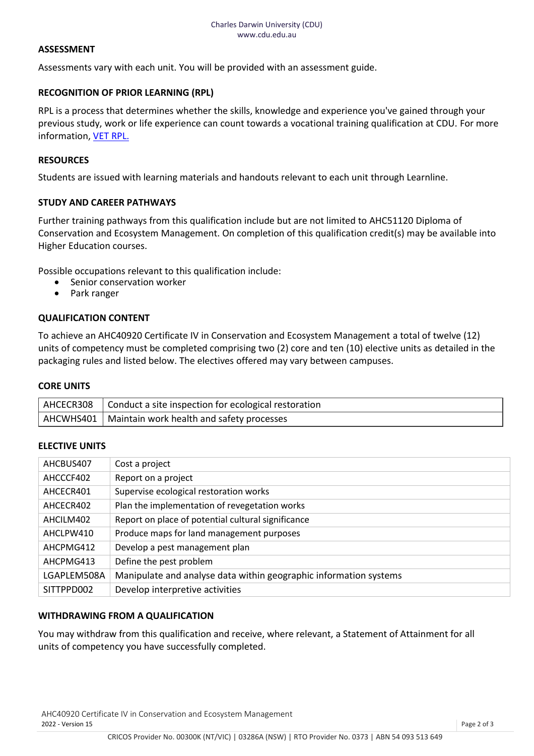## ASSESSMENT

Assessments vary with each unit. You will be provided with an assessment guide.

## RECOGNITION OF PRIOR LEARNING (RPL)

RPL is a process that determines whether the skills, knowledge and experience you've gained through your previous study, work or life experience can count towards a vocational training qualification at CDU. For more information, VET RPL.

## RESOURCES

Students are issued with learning materials and handouts relevant to each unit through Learnline.

## STUDY AND CAREER PATHWAYS

Further training pathways from this qualification include but are not limited to AHC51120 Diploma of Conservation and Ecosystem Management. On completion of this qualification credit(s) may be available into Higher Education courses.

Possible occupations relevant to this qualification include:

- Senior conservation worker
- Park ranger

## QUALIFICATION CONTENT

To achieve an AHC40920 Certificate IV in Conservation and Ecosystem Management a total of twelve (12) units of competency must be completed comprising two (2) core and ten (10) elective units as detailed in the packaging rules and listed below. The electives offered may vary between campuses.

## CORE UNITS

| | |
|---|---|
| AHCECR308 | Conduct a site inspection for ecological restoration |
| AHCWHS401 | Maintain work health and safety processes |

## ELECTIVE UNITS

| | |
|---|---|
| AHCBUS407 | Cost a project |
| AHCCCF402 | Report on a project |
| AHCECR401 | Supervise ecological restoration works |
| AHCECR402 | Plan the implementation of revegetation works |
| AHCILM402 | Report on place of potential cultural significance |
| AHCLPW410 | Produce maps for land management purposes |
| AHCPMG412 | Develop a pest management plan |
| AHCPMG413 | Define the pest problem |
| LGAPLEM508A | Manipulate and analyse data within geographic information systems |
| SITTPPD002 | Develop interpretive activities |

## WITHDRAWING FROM A QUALIFICATION

You may withdraw from this qualification and receive, where relevant, a Statement of Attainment for all units of competency you have successfully completed.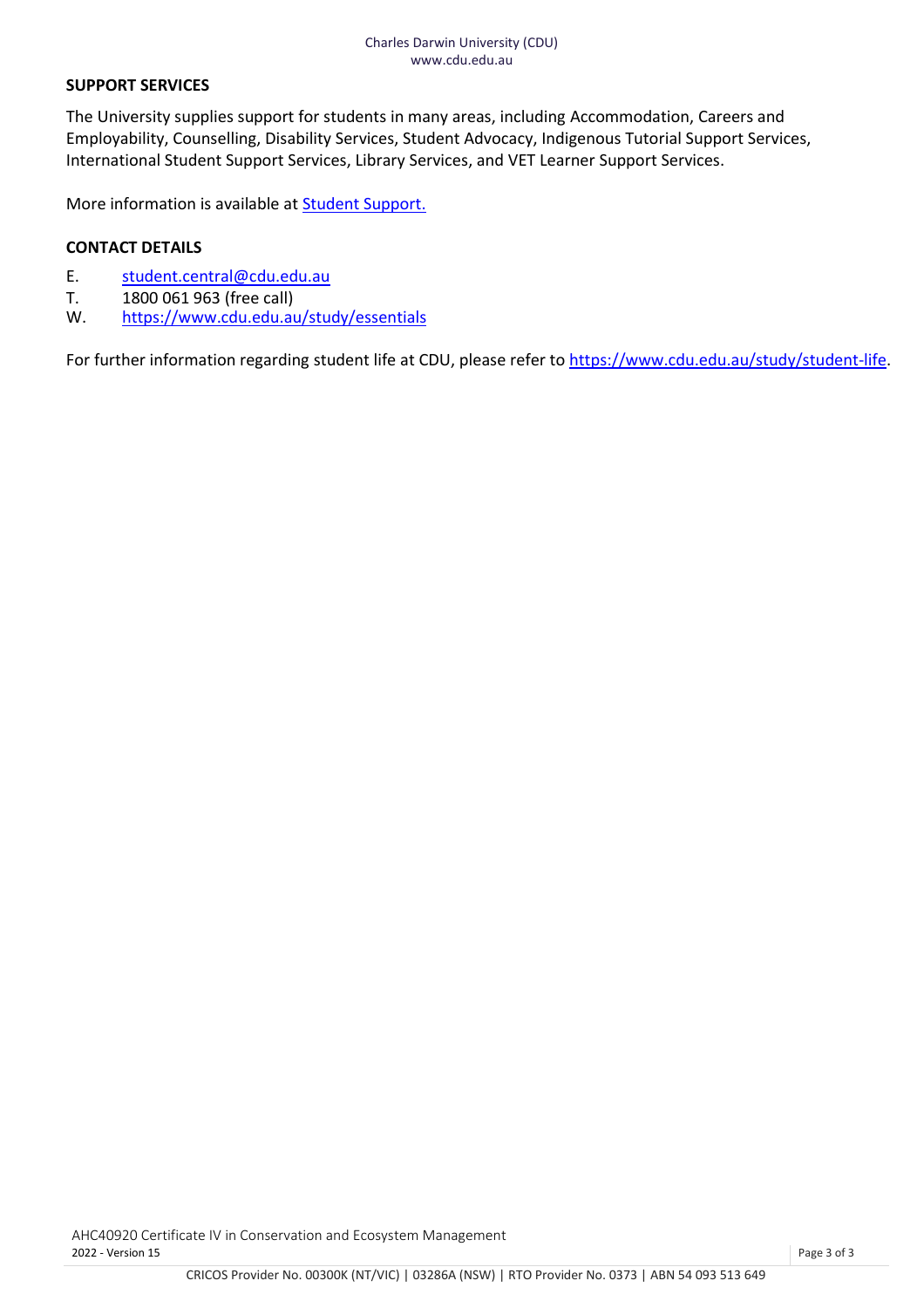## SUPPORT SERVICES

The University supplies support for students in many areas, including Accommodation, Careers and Employability, Counselling, Disability Services, Student Advocacy, Indigenous Tutorial Support Services, International Student Support Services, Library Services, and VET Learner Support Services.

More information is available at Student Support.

## CONTACT DETAILS

E. student.central@cdu.edu.au
T. 1800 061 963 (free call)
W. https://www.cdu.edu.au/study/essentials

For further information regarding student life at CDU, please refer to https://www.cdu.edu.au/study/student-life.